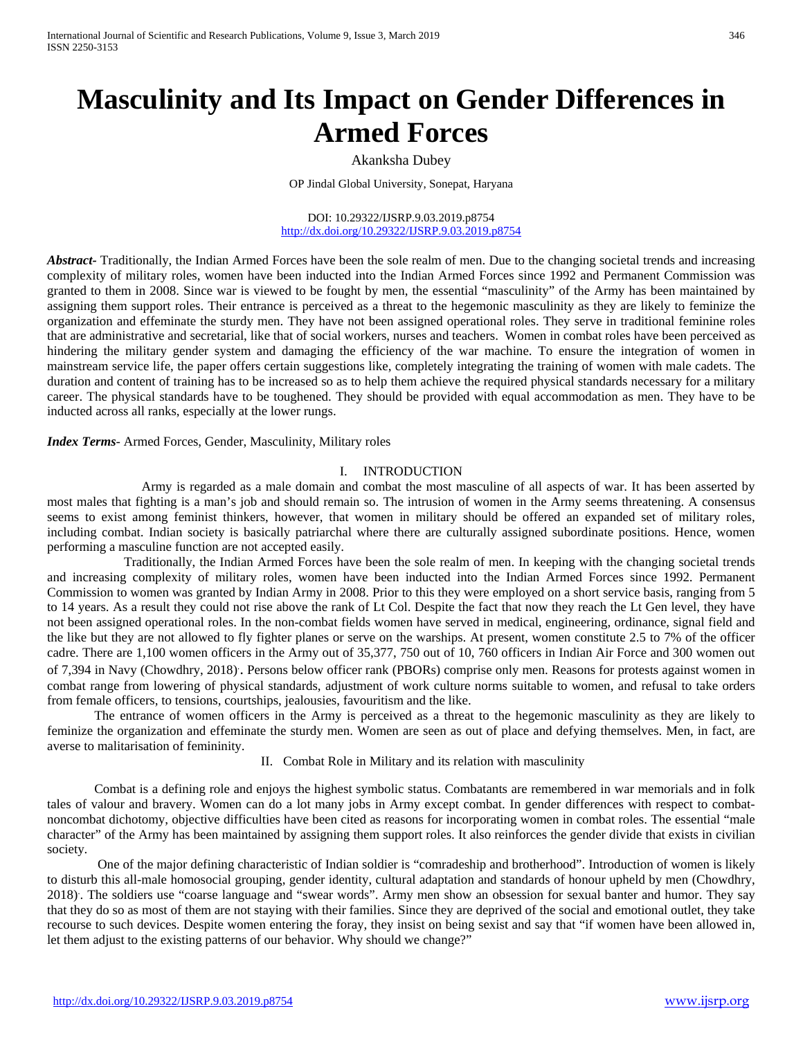# Masculinity and Its Impact on Gender Differences in Armed Forces

Akanksha Dubey

OP Jindal Global University, Sonepat, Haryana

DOI: 10.29322/IJSRP.9.03.2019.p8754
http://dx.doi.org/10.29322/IJSRP.9.03.2019.p8754

***Abstract***- Traditionally, the Indian Armed Forces have been the sole realm of men. Due to the changing societal trends and increasing complexity of military roles, women have been inducted into the Indian Armed Forces since 1992 and Permanent Commission was granted to them in 2008. Since war is viewed to be fought by men, the essential "masculinity" of the Army has been maintained by assigning them support roles. Their entrance is perceived as a threat to the hegemonic masculinity as they are likely to feminize the organization and effeminate the sturdy men. They have not been assigned operational roles. They serve in traditional feminine roles that are administrative and secretarial, like that of social workers, nurses and teachers. Women in combat roles have been perceived as hindering the military gender system and damaging the efficiency of the war machine. To ensure the integration of women in mainstream service life, the paper offers certain suggestions like, completely integrating the training of women with male cadets. The duration and content of training has to be increased so as to help them achieve the required physical standards necessary for a military career. The physical standards have to be toughened. They should be provided with equal accommodation as men. They have to be inducted across all ranks, especially at the lower rungs.

***Index Terms***- Armed Forces, Gender, Masculinity, Military roles

## I. INTRODUCTION

Army is regarded as a male domain and combat the most masculine of all aspects of war. It has been asserted by most males that fighting is a man's job and should remain so. The intrusion of women in the Army seems threatening. A consensus seems to exist among feminist thinkers, however, that women in military should be offered an expanded set of military roles, including combat. Indian society is basically patriarchal where there are culturally assigned subordinate positions. Hence, women performing a masculine function are not accepted easily.

Traditionally, the Indian Armed Forces have been the sole realm of men. In keeping with the changing societal trends and increasing complexity of military roles, women have been inducted into the Indian Armed Forces since 1992. Permanent Commission to women was granted by Indian Army in 2008. Prior to this they were employed on a short service basis, ranging from 5 to 14 years. As a result they could not rise above the rank of Lt Col. Despite the fact that now they reach the Lt Gen level, they have not been assigned operational roles. In the non-combat fields women have served in medical, engineering, ordinance, signal field and the like but they are not allowed to fly fighter planes or serve on the warships. At present, women constitute 2.5 to 7% of the officer cadre. There are 1,100 women officers in the Army out of 35,377, 750 out of 10, 760 officers in Indian Air Force and 300 women out of 7,394 in Navy (Chowdhry, 2018). Persons below officer rank (PBORs) comprise only men. Reasons for protests against women in combat range from lowering of physical standards, adjustment of work culture norms suitable to women, and refusal to take orders from female officers, to tensions, courtships, jealousies, favouritism and the like.

The entrance of women officers in the Army is perceived as a threat to the hegemonic masculinity as they are likely to feminize the organization and effeminate the sturdy men. Women are seen as out of place and defying themselves. Men, in fact, are averse to malitarisation of femininity.

## II. Combat Role in Military and its relation with masculinity

Combat is a defining role and enjoys the highest symbolic status. Combatants are remembered in war memorials and in folk tales of valour and bravery. Women can do a lot many jobs in Army except combat. In gender differences with respect to combat-noncombat dichotomy, objective difficulties have been cited as reasons for incorporating women in combat roles. The essential "male character" of the Army has been maintained by assigning them support roles. It also reinforces the gender divide that exists in civilian society.

One of the major defining characteristic of Indian soldier is "comradeship and brotherhood". Introduction of women is likely to disturb this all-male homosocial grouping, gender identity, cultural adaptation and standards of honour upheld by men (Chowdhry, 2018). The soldiers use "coarse language and "swear words". Army men show an obsession for sexual banter and humor. They say that they do so as most of them are not staying with their families. Since they are deprived of the social and emotional outlet, they take recourse to such devices. Despite women entering the foray, they insist on being sexist and say that "if women have been allowed in, let them adjust to the existing patterns of our behavior. Why should we change?"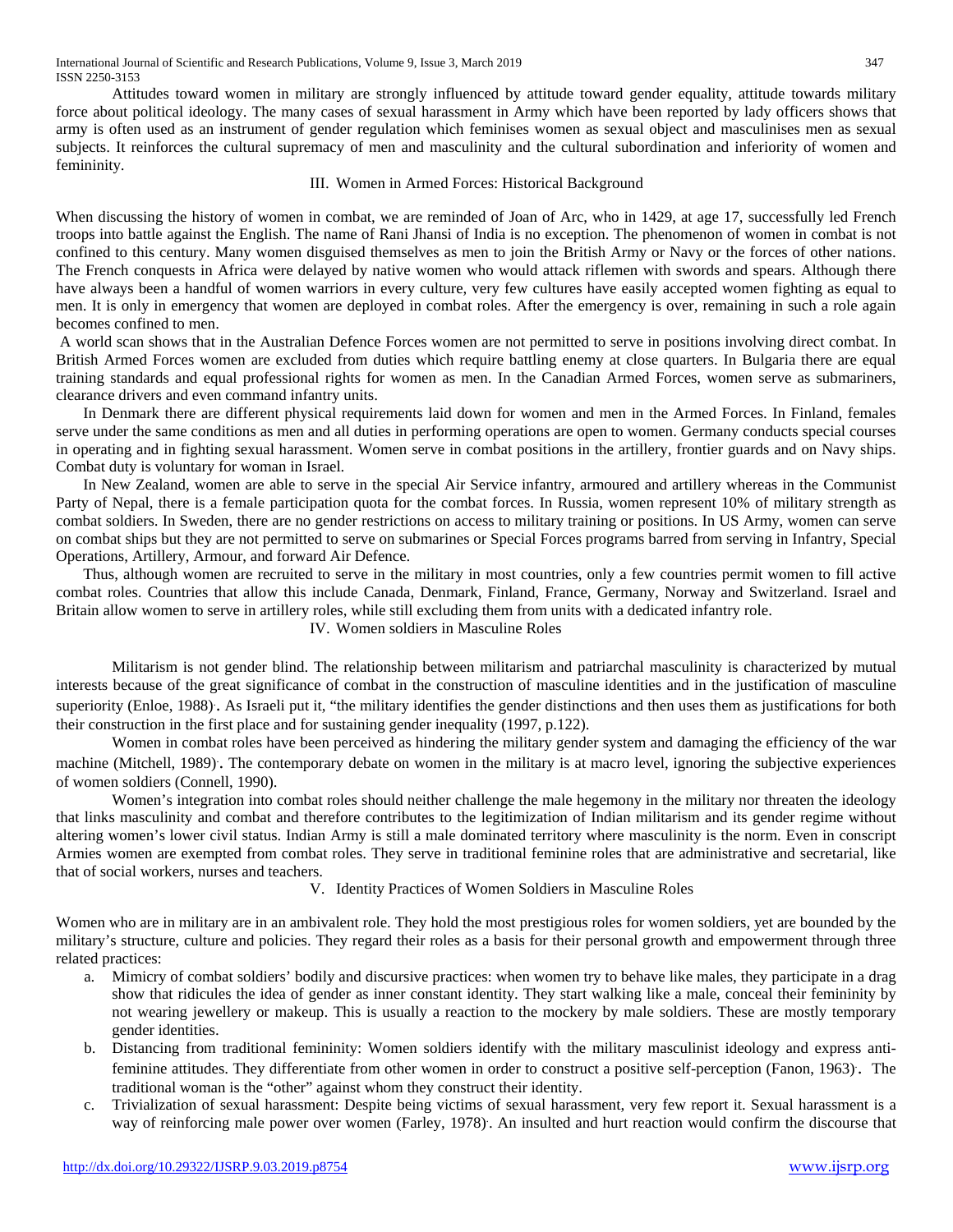Attitudes toward women in military are strongly influenced by attitude toward gender equality, attitude towards military force about political ideology. The many cases of sexual harassment in Army which have been reported by lady officers shows that army is often used as an instrument of gender regulation which feminises women as sexual object and masculinises men as sexual subjects. It reinforces the cultural supremacy of men and masculinity and the cultural subordination and inferiority of women and femininity.

## III. Women in Armed Forces: Historical Background

When discussing the history of women in combat, we are reminded of Joan of Arc, who in 1429, at age 17, successfully led French troops into battle against the English. The name of Rani Jhansi of India is no exception. The phenomenon of women in combat is not confined to this century. Many women disguised themselves as men to join the British Army or Navy or the forces of other nations. The French conquests in Africa were delayed by native women who would attack riflemen with swords and spears. Although there have always been a handful of women warriors in every culture, very few cultures have easily accepted women fighting as equal to men. It is only in emergency that women are deployed in combat roles. After the emergency is over, remaining in such a role again becomes confined to men.

A world scan shows that in the Australian Defence Forces women are not permitted to serve in positions involving direct combat. In British Armed Forces women are excluded from duties which require battling enemy at close quarters. In Bulgaria there are equal training standards and equal professional rights for women as men. In the Canadian Armed Forces, women serve as submariners, clearance drivers and even command infantry units.

In Denmark there are different physical requirements laid down for women and men in the Armed Forces. In Finland, females serve under the same conditions as men and all duties in performing operations are open to women. Germany conducts special courses in operating and in fighting sexual harassment. Women serve in combat positions in the artillery, frontier guards and on Navy ships. Combat duty is voluntary for woman in Israel.

In New Zealand, women are able to serve in the special Air Service infantry, armoured and artillery whereas in the Communist Party of Nepal, there is a female participation quota for the combat forces. In Russia, women represent 10% of military strength as combat soldiers. In Sweden, there are no gender restrictions on access to military training or positions. In US Army, women can serve on combat ships but they are not permitted to serve on submarines or Special Forces programs barred from serving in Infantry, Special Operations, Artillery, Armour, and forward Air Defence.

Thus, although women are recruited to serve in the military in most countries, only a few countries permit women to fill active combat roles. Countries that allow this include Canada, Denmark, Finland, France, Germany, Norway and Switzerland. Israel and Britain allow women to serve in artillery roles, while still excluding them from units with a dedicated infantry role.

## IV. Women soldiers in Masculine Roles

Militarism is not gender blind. The relationship between militarism and patriarchal masculinity is characterized by mutual interests because of the great significance of combat in the construction of masculine identities and in the justification of masculine superiority (Enloe, 1988). As Israeli put it, "the military identifies the gender distinctions and then uses them as justifications for both their construction in the first place and for sustaining gender inequality (1997, p.122).

Women in combat roles have been perceived as hindering the military gender system and damaging the efficiency of the war machine (Mitchell, 1989). The contemporary debate on women in the military is at macro level, ignoring the subjective experiences of women soldiers (Connell, 1990).

Women's integration into combat roles should neither challenge the male hegemony in the military nor threaten the ideology that links masculinity and combat and therefore contributes to the legitimization of Indian militarism and its gender regime without altering women's lower civil status. Indian Army is still a male dominated territory where masculinity is the norm. Even in conscript Armies women are exempted from combat roles. They serve in traditional feminine roles that are administrative and secretarial, like that of social workers, nurses and teachers.

## V. Identity Practices of Women Soldiers in Masculine Roles

Women who are in military are in an ambivalent role. They hold the most prestigious roles for women soldiers, yet are bounded by the military's structure, culture and policies. They regard their roles as a basis for their personal growth and empowerment through three related practices:

a. Mimicry of combat soldiers' bodily and discursive practices: when women try to behave like males, they participate in a drag show that ridicules the idea of gender as inner constant identity. They start walking like a male, conceal their femininity by not wearing jewellery or makeup. This is usually a reaction to the mockery by male soldiers. These are mostly temporary gender identities.
b. Distancing from traditional femininity: Women soldiers identify with the military masculinist ideology and express anti-feminine attitudes. They differentiate from other women in order to construct a positive self-perception (Fanon, 1963). The traditional woman is the "other" against whom they construct their identity.
c. Trivialization of sexual harassment: Despite being victims of sexual harassment, very few report it. Sexual harassment is a way of reinforcing male power over women (Farley, 1978). An insulted and hurt reaction would confirm the discourse that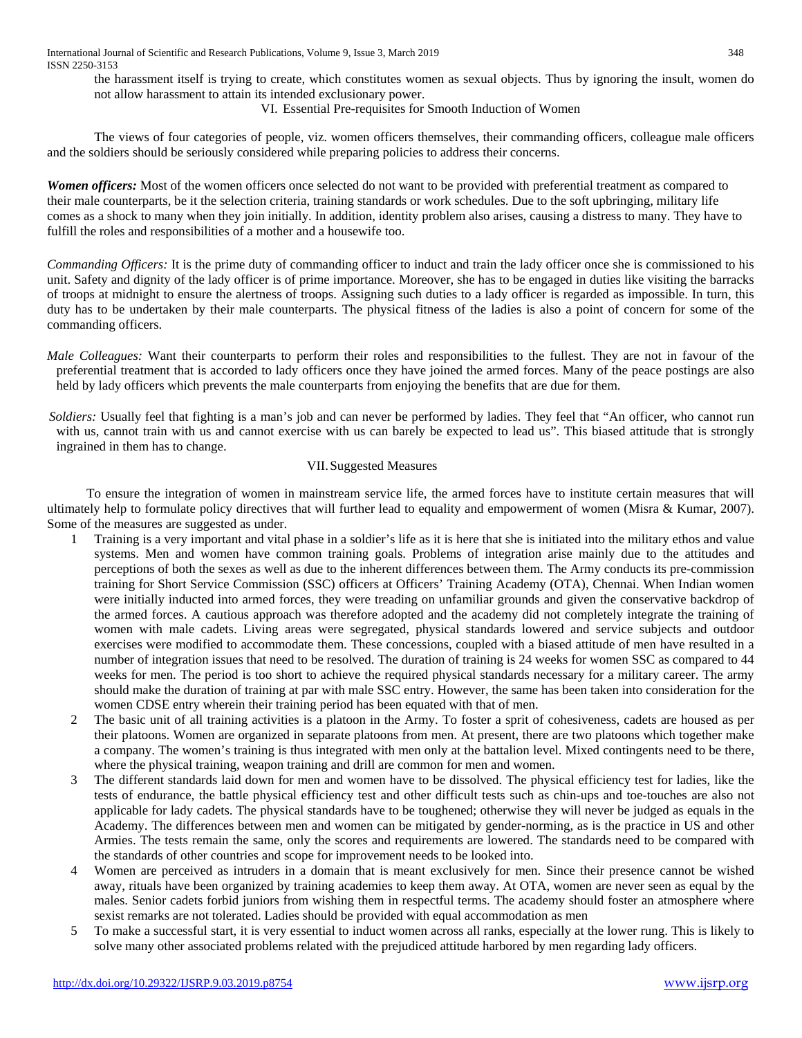the harassment itself is trying to create, which constitutes women as sexual objects. Thus by ignoring the insult, women do not allow harassment to attain its intended exclusionary power.

## VI. Essential Pre-requisites for Smooth Induction of Women

The views of four categories of people, viz. women officers themselves, their commanding officers, colleague male officers and the soldiers should be seriously considered while preparing policies to address their concerns.

***Women officers:*** Most of the women officers once selected do not want to be provided with preferential treatment as compared to their male counterparts, be it the selection criteria, training standards or work schedules. Due to the soft upbringing, military life comes as a shock to many when they join initially. In addition, identity problem also arises, causing a distress to many. They have to fulfill the roles and responsibilities of a mother and a housewife too.

*Commanding Officers:* It is the prime duty of commanding officer to induct and train the lady officer once she is commissioned to his unit. Safety and dignity of the lady officer is of prime importance. Moreover, she has to be engaged in duties like visiting the barracks of troops at midnight to ensure the alertness of troops. Assigning such duties to a lady officer is regarded as impossible. In turn, this duty has to be undertaken by their male counterparts. The physical fitness of the ladies is also a point of concern for some of the commanding officers.

*Male Colleagues:* Want their counterparts to perform their roles and responsibilities to the fullest. They are not in favour of the preferential treatment that is accorded to lady officers once they have joined the armed forces. Many of the peace postings are also held by lady officers which prevents the male counterparts from enjoying the benefits that are due for them.

*Soldiers:* Usually feel that fighting is a man's job and can never be performed by ladies. They feel that "An officer, who cannot run with us, cannot train with us and cannot exercise with us can barely be expected to lead us". This biased attitude that is strongly ingrained in them has to change.

## VII. Suggested Measures

To ensure the integration of women in mainstream service life, the armed forces have to institute certain measures that will ultimately help to formulate policy directives that will further lead to equality and empowerment of women (Misra & Kumar, 2007). Some of the measures are suggested as under.

1. Training is a very important and vital phase in a soldier's life as it is here that she is initiated into the military ethos and value systems. Men and women have common training goals. Problems of integration arise mainly due to the attitudes and perceptions of both the sexes as well as due to the inherent differences between them. The Army conducts its pre-commission training for Short Service Commission (SSC) officers at Officers' Training Academy (OTA), Chennai. When Indian women were initially inducted into armed forces, they were treading on unfamiliar grounds and given the conservative backdrop of the armed forces. A cautious approach was therefore adopted and the academy did not completely integrate the training of women with male cadets. Living areas were segregated, physical standards lowered and service subjects and outdoor exercises were modified to accommodate them. These concessions, coupled with a biased attitude of men have resulted in a number of integration issues that need to be resolved. The duration of training is 24 weeks for women SSC as compared to 44 weeks for men. The period is too short to achieve the required physical standards necessary for a military career. The army should make the duration of training at par with male SSC entry. However, the same has been taken into consideration for the women CDSE entry wherein their training period has been equated with that of men.
2. The basic unit of all training activities is a platoon in the Army. To foster a sprit of cohesiveness, cadets are housed as per their platoons. Women are organized in separate platoons from men. At present, there are two platoons which together make a company. The women's training is thus integrated with men only at the battalion level. Mixed contingents need to be there, where the physical training, weapon training and drill are common for men and women.
3. The different standards laid down for men and women have to be dissolved. The physical efficiency test for ladies, like the tests of endurance, the battle physical efficiency test and other difficult tests such as chin-ups and toe-touches are also not applicable for lady cadets. The physical standards have to be toughened; otherwise they will never be judged as equals in the Academy. The differences between men and women can be mitigated by gender-norming, as is the practice in US and other Armies. The tests remain the same, only the scores and requirements are lowered. The standards need to be compared with the standards of other countries and scope for improvement needs to be looked into.
4. Women are perceived as intruders in a domain that is meant exclusively for men. Since their presence cannot be wished away, rituals have been organized by training academies to keep them away. At OTA, women are never seen as equal by the males. Senior cadets forbid juniors from wishing them in respectful terms. The academy should foster an atmosphere where sexist remarks are not tolerated. Ladies should be provided with equal accommodation as men
5. To make a successful start, it is very essential to induct women across all ranks, especially at the lower rung. This is likely to solve many other associated problems related with the prejudiced attitude harbored by men regarding lady officers.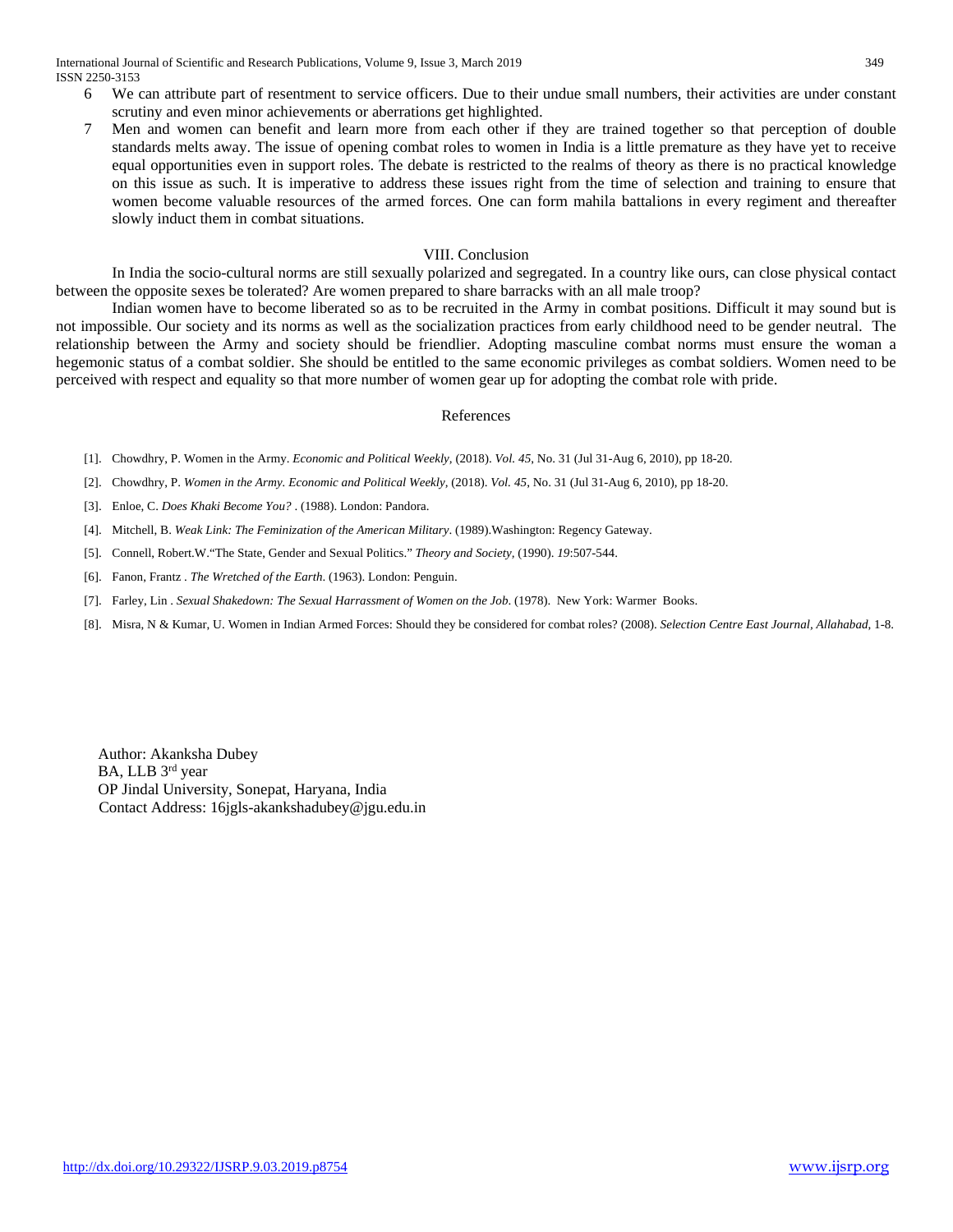6 We can attribute part of resentment to service officers. Due to their undue small numbers, their activities are under constant scrutiny and even minor achievements or aberrations get highlighted.

7 Men and women can benefit and learn more from each other if they are trained together so that perception of double standards melts away. The issue of opening combat roles to women in India is a little premature as they have yet to receive equal opportunities even in support roles. The debate is restricted to the realms of theory as there is no practical knowledge on this issue as such. It is imperative to address these issues right from the time of selection and training to ensure that women become valuable resources of the armed forces. One can form mahila battalions in every regiment and thereafter slowly induct them in combat situations.

## VIII. Conclusion

In India the socio-cultural norms are still sexually polarized and segregated. In a country like ours, can close physical contact between the opposite sexes be tolerated? Are women prepared to share barracks with an all male troop?

Indian women have to become liberated so as to be recruited in the Army in combat positions. Difficult it may sound but is not impossible. Our society and its norms as well as the socialization practices from early childhood need to be gender neutral. The relationship between the Army and society should be friendlier. Adopting masculine combat norms must ensure the woman a hegemonic status of a combat soldier. She should be entitled to the same economic privileges as combat soldiers. Women need to be perceived with respect and equality so that more number of women gear up for adopting the combat role with pride.

## References

[1]. Chowdhry, P. Women in the Army. *Economic and Political Weekly,* (2018). *Vol. 45*, No. 31 (Jul 31-Aug 6, 2010), pp 18-20.

[2]. Chowdhry, P. *Women in the Army. Economic and Political Weekly,* (2018). *Vol. 45*, No. 31 (Jul 31-Aug 6, 2010), pp 18-20.

[3]. Enloe, C. *Does Khaki Become You?* . (1988). London: Pandora.

[4]. Mitchell, B. *Weak Link: The Feminization of the American Military*. (1989).Washington: Regency Gateway.

[5]. Connell, Robert.W."The State, Gender and Sexual Politics." *Theory and Society,* (1990). *19*:507-544.

[6]. Fanon, Frantz . *The Wretched of the Earth*. (1963). London: Penguin.

[7]. Farley, Lin . *Sexual Shakedown: The Sexual Harrassment of Women on the Job*. (1978). New York: Warmer Books.

[8]. Misra, N & Kumar, U. Women in Indian Armed Forces: Should they be considered for combat roles? (2008). *Selection Centre East Journal, Allahabad,* 1-8.

Author: Akanksha Dubey
BA, LLB 3rd year
OP Jindal University, Sonepat, Haryana, India
Contact Address: 16jgls-akankshadubey@jgu.edu.in